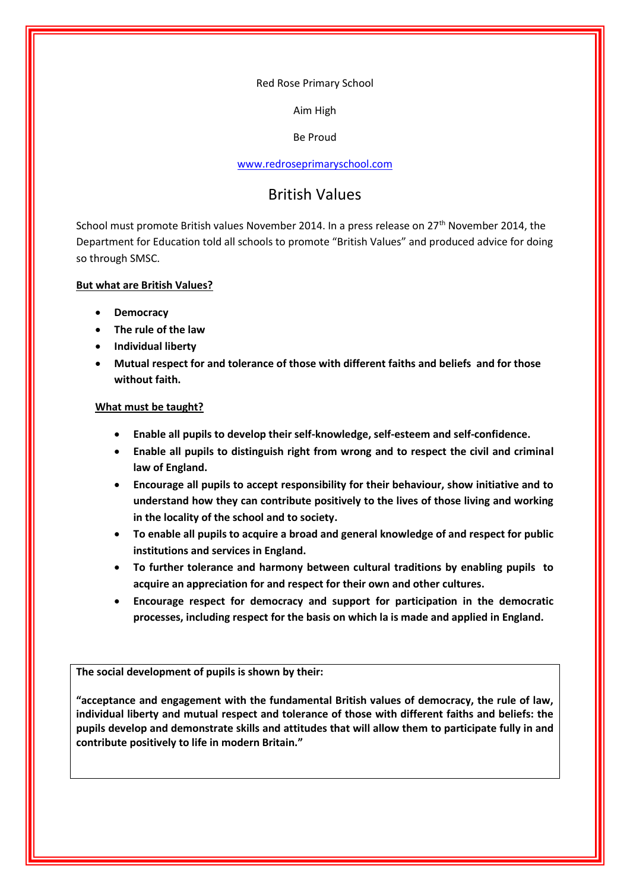Red Rose Primary School

Aim High

Be Proud

www.redroseprimaryschool.com

# British Values

School must promote British values November 2014. In a press release on 27th November 2014, the Department for Education told all schools to promote "British Values" and produced advice for doing so through SMSC.

**<u>But what are British Values?</u>**

- **Democracy**
- **The rule of the law**
- **Individual liberty**
- **Mutual respect for and tolerance of those with different faiths and beliefs and for those without faith.**

**<u>What must be taught?</u>**

- **Enable all pupils to develop their self-knowledge, self-esteem and self-confidence.**
- **Enable all pupils to distinguish right from wrong and to respect the civil and criminal law of England.**
- **Encourage all pupils to accept responsibility for their behaviour, show initiative and to understand how they can contribute positively to the lives of those living and working in the locality of the school and to society.**
- **To enable all pupils to acquire a broad and general knowledge of and respect for public institutions and services in England.**
- **To further tolerance and harmony between cultural traditions by enabling pupils to acquire an appreciation for and respect for their own and other cultures.**
- **Encourage respect for democracy and support for participation in the democratic processes, including respect for the basis on which la is made and applied in England.**

**The social development of pupils is shown by their:**

**"acceptance and engagement with the fundamental British values of democracy, the rule of law, individual liberty and mutual respect and tolerance of those with different faiths and beliefs: the pupils develop and demonstrate skills and attitudes that will allow them to participate fully in and contribute positively to life in modern Britain."**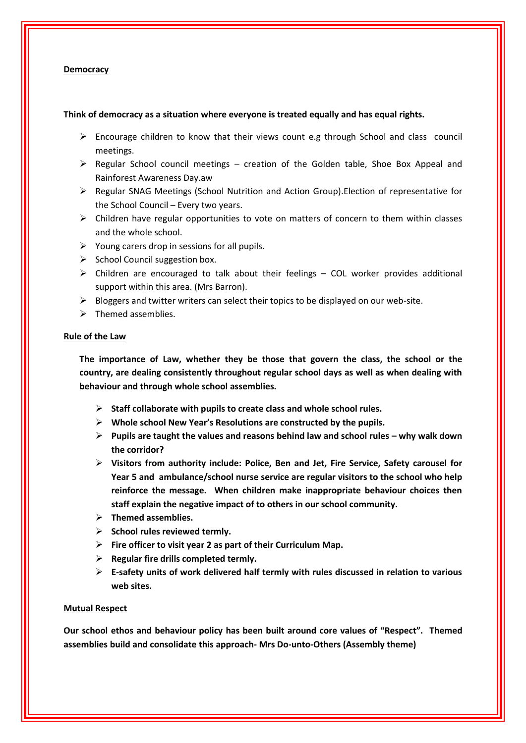**Democracy**

**Think of democracy as a situation where everyone is treated equally and has equal rights.**

- Encourage children to know that their views count e.g through School and class council meetings.
- Regular School council meetings – creation of the Golden table, Shoe Box Appeal and Rainforest Awareness Day.aw
- Regular SNAG Meetings (School Nutrition and Action Group).Election of representative for the School Council – Every two years.
- Children have regular opportunities to vote on matters of concern to them within classes and the whole school.
- Young carers drop in sessions for all pupils.
- School Council suggestion box.
- Children are encouraged to talk about their feelings – COL worker provides additional support within this area. (Mrs Barron).
- Bloggers and twitter writers can select their topics to be displayed on our web-site.
- Themed assemblies.

**Rule of the Law**

**The importance of Law, whether they be those that govern the class, the school or the country, are dealing consistently throughout regular school days as well as when dealing with behaviour and through whole school assemblies.**

- **Staff collaborate with pupils to create class and whole school rules.**
- **Whole school New Year's Resolutions are constructed by the pupils.**
- **Pupils are taught the values and reasons behind law and school rules – why walk down the corridor?**
- **Visitors from authority include: Police, Ben and Jet, Fire Service, Safety carousel for Year 5 and ambulance/school nurse service are regular visitors to the school who help reinforce the message. When children make inappropriate behaviour choices then staff explain the negative impact of to others in our school community.**
- **Themed assemblies.**
- **School rules reviewed termly.**
- **Fire officer to visit year 2 as part of their Curriculum Map.**
- **Regular fire drills completed termly.**
- **E-safety units of work delivered half termly with rules discussed in relation to various web sites.**

**Mutual Respect**

**Our school ethos and behaviour policy has been built around core values of "Respect". Themed assemblies build and consolidate this approach- Mrs Do-unto-Others (Assembly theme)**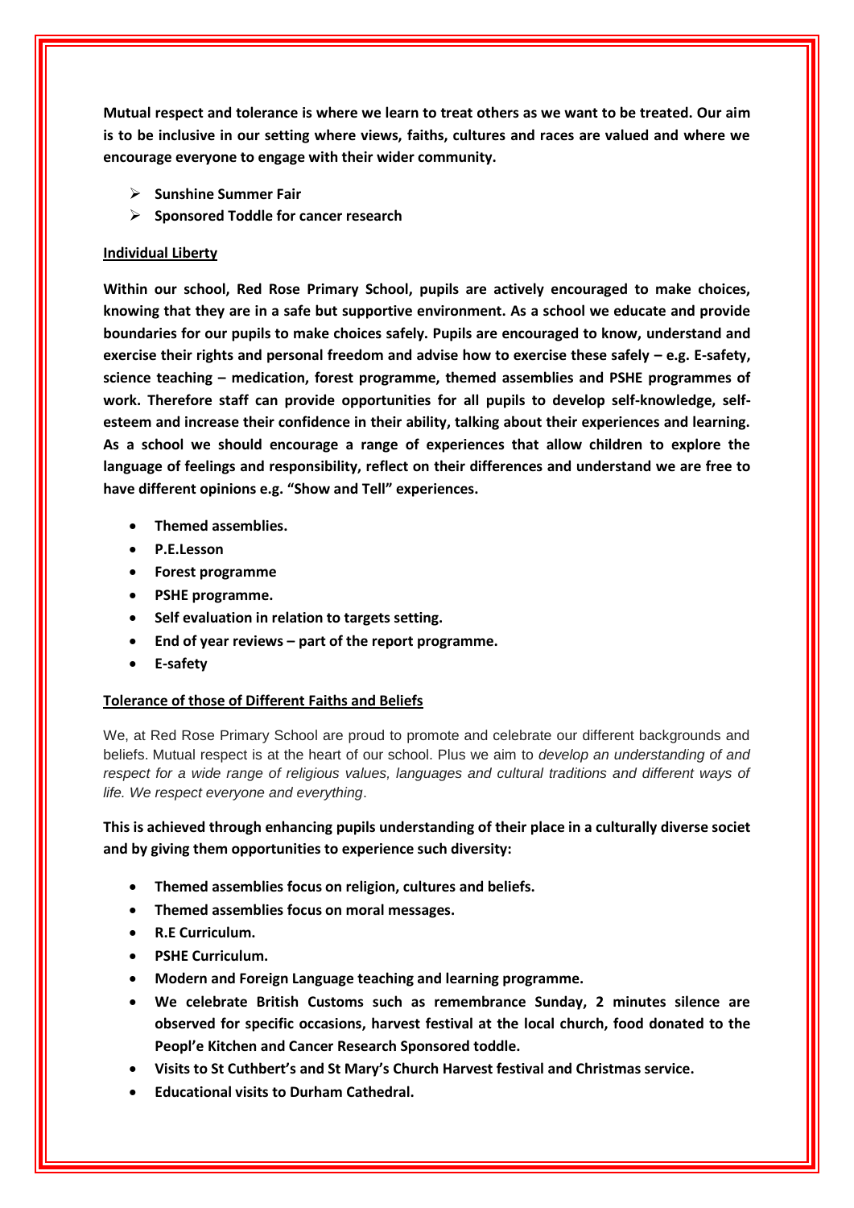**Mutual respect and tolerance is where we learn to treat others as we want to be treated. Our aim is to be inclusive in our setting where views, faiths, cultures and races are valued and where we encourage everyone to engage with their wider community.**

- **Sunshine Summer Fair**
- **Sponsored Toddle for cancer research**

## Individual Liberty

**Within our school, Red Rose Primary School, pupils are actively encouraged to make choices, knowing that they are in a safe but supportive environment. As a school we educate and provide boundaries for our pupils to make choices safely. Pupils are encouraged to know, understand and exercise their rights and personal freedom and advise how to exercise these safely – e.g. E-safety, science teaching – medication, forest programme, themed assemblies and PSHE programmes of work. Therefore staff can provide opportunities for all pupils to develop self-knowledge, self-esteem and increase their confidence in their ability, talking about their experiences and learning. As a school we should encourage a range of experiences that allow children to explore the language of feelings and responsibility, reflect on their differences and understand we are free to have different opinions e.g. "Show and Tell" experiences.**

- **Themed assemblies.**
- **P.E.Lesson**
- **Forest programme**
- **PSHE programme.**
- **Self evaluation in relation to targets setting.**
- **End of year reviews – part of the report programme.**
- **E-safety**

## Tolerance of those of Different Faiths and Beliefs

We, at Red Rose Primary School are proud to promote and celebrate our different backgrounds and beliefs. Mutual respect is at the heart of our school. Plus we aim to *develop an understanding of and respect for a wide range of religious values, languages and cultural traditions and different ways of life. We respect everyone and everything*.

**This is achieved through enhancing pupils understanding of their place in a culturally diverse societ and by giving them opportunities to experience such diversity:**

- **Themed assemblies focus on religion, cultures and beliefs.**
- **Themed assemblies focus on moral messages.**
- **R.E Curriculum.**
- **PSHE Curriculum.**
- **Modern and Foreign Language teaching and learning programme.**
- **We celebrate British Customs such as remembrance Sunday, 2 minutes silence are observed for specific occasions, harvest festival at the local church, food donated to the Peopl'e Kitchen and Cancer Research Sponsored toddle.**
- **Visits to St Cuthbert's and St Mary's Church Harvest festival and Christmas service.**
- **Educational visits to Durham Cathedral.**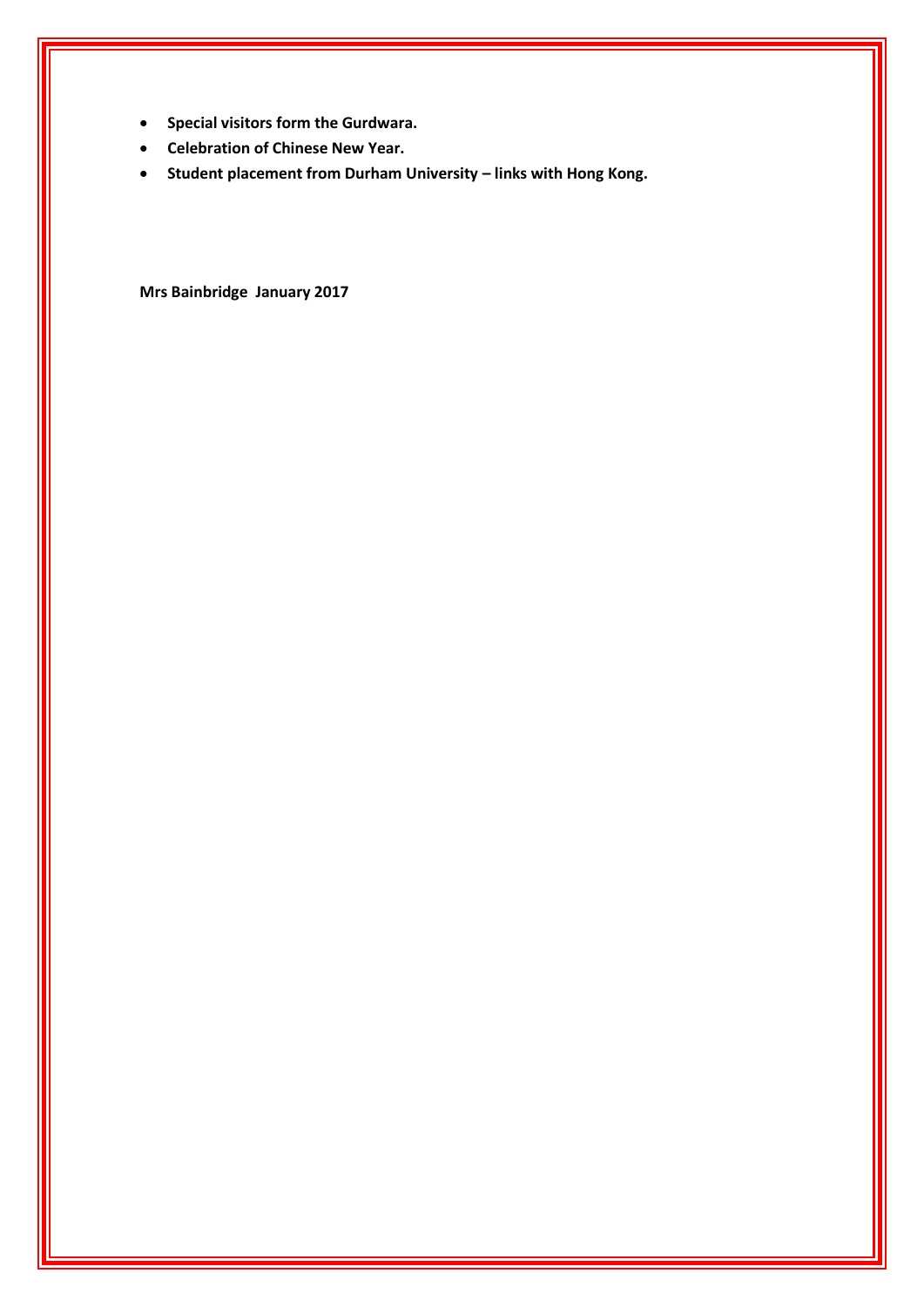- **Special visitors form the Gurdwara.**
- **Celebration of Chinese New Year.**
- **Student placement from Durham University – links with Hong Kong.**

**Mrs Bainbridge  January 2017**